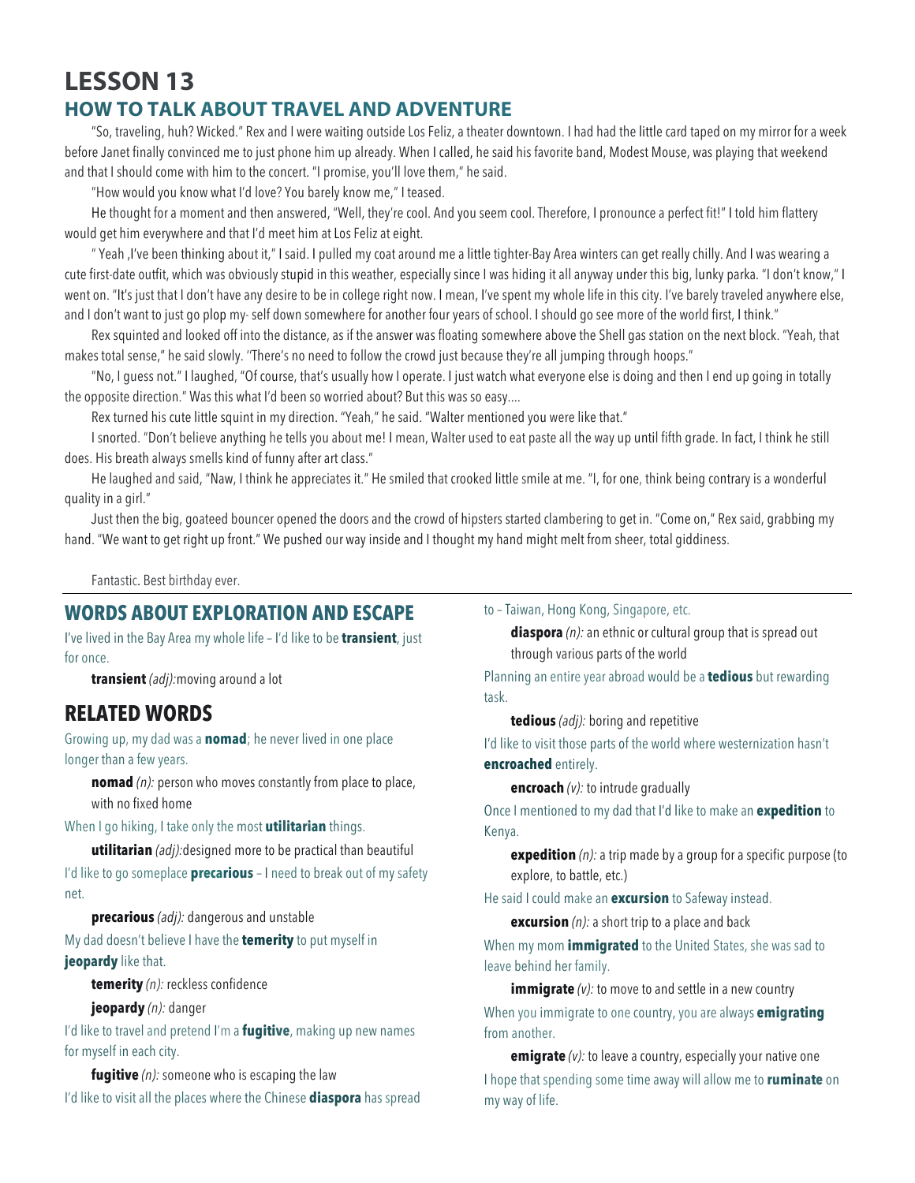# LESSON 13

## HOW TO TALK ABOUT TRAVEL AND ADVENTURE

"So, traveling, huh? Wicked." Rex and I were waiting outside Los Feliz, a theater downtown. I had had the little card taped on my mirror for a week before Janet finally convinced me to just phone him up already. When I called, he said his favorite band, Modest Mouse, was playing that weekend and that I should come with him to the concert. "I promise, you'll love them," he said.

"How would you know what I'd love? You barely know me," I teased.

He thought for a moment and then answered, "Well, they're cool. And you seem cool. Therefore, I pronounce a perfect fit!" I told him flattery would get him everywhere and that I'd meet him at Los Feliz at eight.

" Yeah ,I've been thinking about it," I said. I pulled my coat around me a little tighter-Bay Area winters can get really chilly. And I was wearing a cute first-date outfit, which was obviously stupid in this weather, especially since I was hiding it all anyway under this big, lunky parka. "I don't know," I went on. "It's just that I don't have any desire to be in college right now. I mean, I've spent my whole life in this city. I've barely traveled anywhere else, and I don't want to just go plop my- self down somewhere for another four years of school. I should go see more of the world first, I think."

Rex squinted and looked off into the distance, as if the answer was floating somewhere above the Shell gas station on the next block. "Yeah, that makes total sense," he said slowly. ''There's no need to follow the crowd just because they're all jumping through hoops."

"No, I guess not." I laughed, "Of course, that's usually how I operate. I just watch what everyone else is doing and then I end up going in totally the opposite direction." Was this what I'd been so worried about? But this was so easy....

Rex turned his cute little squint in my direction. "Yeah," he said. "Walter mentioned you were like that."

I snorted. "Don't believe anything he tells you about me! I mean, Walter used to eat paste all the way up until fifth grade. In fact, I think he still does. His breath always smells kind of funny after art class."

He laughed and said, "Naw, I think he appreciates it." He smiled that crooked little smile at me. "I, for one, think being contrary is a wonderful quality in a girl."

Just then the big, goateed bouncer opened the doors and the crowd of hipsters started clambering to get in. "Come on," Rex said, grabbing my hand. "We want to get right up front." We pushed our way inside and I thought my hand might melt from sheer, total giddiness.

Fantastic. Best birthday ever.

## WORDS ABOUT EXPLORATION AND ESCAPE

I've lived in the Bay Area my whole life – I'd like to be **transient**, just for once.

**transient** *(adj):* moving around a lot

## RELATED WORDS

Growing up, my dad was a **nomad**; he never lived in one place longer than a few years.

**nomad** *(n):* person who moves constantly from place to place, with no fixed home

When I go hiking, I take only the most **utilitarian** things.

**utilitarian** *(adj):* designed more to be practical than beautiful

I'd like to go someplace **precarious** – I need to break out of my safety net.

**precarious** *(adj):* dangerous and unstable

My dad doesn't believe I have the **temerity** to put myself in **jeopardy** like that.

**temerity** *(n):* reckless confidence

**jeopardy** *(n):* danger

I'd like to travel and pretend I'm a **fugitive**, making up new names for myself in each city.

**fugitive** *(n):* someone who is escaping the law

I'd like to visit all the places where the Chinese **diaspora** has spread to – Taiwan, Hong Kong, Singapore, etc.

**diaspora** *(n):* an ethnic or cultural group that is spread out through various parts of the world

Planning an entire year abroad would be a **tedious** but rewarding task.

**tedious** *(adj):* boring and repetitive

I'd like to visit those parts of the world where westernization hasn't **encroached** entirely.

**encroach** *(v):* to intrude gradually

Once I mentioned to my dad that I'd like to make an **expedition** to Kenya.

**expedition** *(n):* a trip made by a group for a specific purpose (to explore, to battle, etc.)

He said I could make an **excursion** to Safeway instead.

**excursion** *(n):* a short trip to a place and back

When my mom **immigrated** to the United States, she was sad to leave behind her family.

**immigrate** *(v):* to move to and settle in a new country

When you immigrate to one country, you are always **emigrating** from another.

**emigrate** *(v):* to leave a country, especially your native one

I hope that spending some time away will allow me to **ruminate** on my way of life.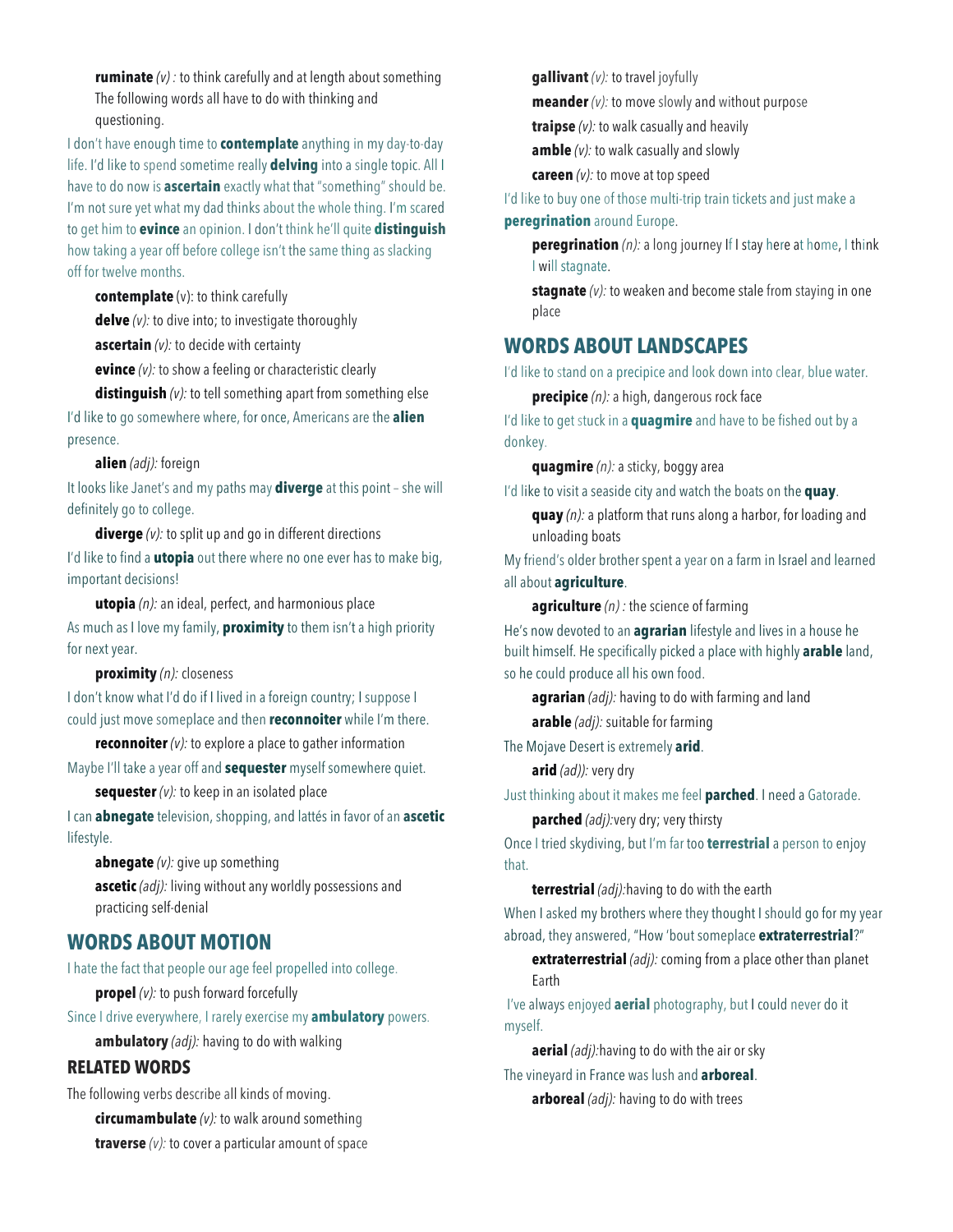**ruminate** *(v) :* to think carefully and at length about something The following words all have to do with thinking and questioning.

I don't have enough time to **contemplate** anything in my day-to-day life. I'd like to spend sometime really **delving** into a single topic. All I have to do now is **ascertain** exactly what that "something" should be. I'm not sure yet what my dad thinks about the whole thing. I'm scared to get him to **evince** an opinion. I don't think he'll quite **distinguish** how taking a year off before college isn't the same thing as slacking off for twelve months.

**contemplate** (v): to think carefully

**delve** *(v):* to dive into; to investigate thoroughly

**ascertain** *(v):* to decide with certainty

**evince** *(v):* to show a feeling or characteristic clearly

**distinguish** *(v):* to tell something apart from something else

I'd like to go somewhere where, for once, Americans are the **alien** presence.

**alien** *(adj):* foreign

It looks like Janet's and my paths may **diverge** at this point – she will definitely go to college.

**diverge** *(v):* to split up and go in different directions

I'd like to find a **utopia** out there where no one ever has to make big, important decisions!

**utopia** *(n):* an ideal, perfect, and harmonious place

As much as I love my family, **proximity** to them isn't a high priority for next year.

**proximity** *(n):* closeness

I don't know what I'd do if I lived in a foreign country; I suppose I could just move someplace and then **reconnoiter** while I'm there.

**reconnoiter** *(v):* to explore a place to gather information

Maybe I'll take a year off and **sequester** myself somewhere quiet.

**sequester** *(v):* to keep in an isolated place

I can **abnegate** television, shopping, and lattés in favor of an **ascetic** lifestyle.

**abnegate** *(v):* give up something

**ascetic** *(adj):* living without any worldly possessions and practicing self-denial

## WORDS ABOUT MOTION

I hate the fact that people our age feel propelled into college.

**propel** *(v):* to push forward forcefully

Since I drive everywhere, I rarely exercise my **ambulatory** powers.

**ambulatory** *(adj):* having to do with walking

### RELATED WORDS

The following verbs describe all kinds of moving.

**circumambulate** *(v):* to walk around something

**traverse** *(v):* to cover a particular amount of space

**gallivant** *(v):* to travel joyfully

**meander** *(v):* to move slowly and without purpose

**traipse** *(v):* to walk casually and heavily

**amble** *(v):* to walk casually and slowly

**careen** *(v):* to move at top speed

I'd like to buy one of those multi-trip train tickets and just make a **peregrination** around Europe.

**peregrination** *(n):* a long journey If I stay here at home, I think I will stagnate.

**stagnate** *(v):* to weaken and become stale from staying in one place

## WORDS ABOUT LANDSCAPES

I'd like to stand on a precipice and look down into clear, blue water.

**precipice** *(n):* a high, dangerous rock face

I'd like to get stuck in a **quagmire** and have to be fished out by a donkey.

**quagmire** *(n):* a sticky, boggy area

I'd like to visit a seaside city and watch the boats on the **quay**.

**quay** *(n):* a platform that runs along a harbor, for loading and unloading boats

My friend's older brother spent a year on a farm in Israel and learned all about **agriculture**.

**agriculture** *(n) :* the science of farming

He's now devoted to an **agrarian** lifestyle and lives in a house he built himself. He specifically picked a place with highly **arable** land, so he could produce all his own food.

**agrarian** *(adj):* having to do with farming and land

**arable** *(adj):* suitable for farming

The Mojave Desert is extremely **arid**.

**arid** *(ad)):* very dry

Just thinking about it makes me feel **parched**. I need a Gatorade.

**parched** *(adj):*very dry; very thirsty

Once I tried skydiving, but I'm far too **terrestrial** a person to enjoy that.

**terrestrial** *(adj):*having to do with the earth

When I asked my brothers where they thought I should go for my year abroad, they answered, "How 'bout someplace **extraterrestrial**?"

**extraterrestrial** *(adj):* coming from a place other than planet Earth

I've always enjoyed **aerial** photography, but I could never do it myself.

**aerial** *(adj):*having to do with the air or sky

The vineyard in France was lush and **arboreal**.

**arboreal** *(adj):* having to do with trees